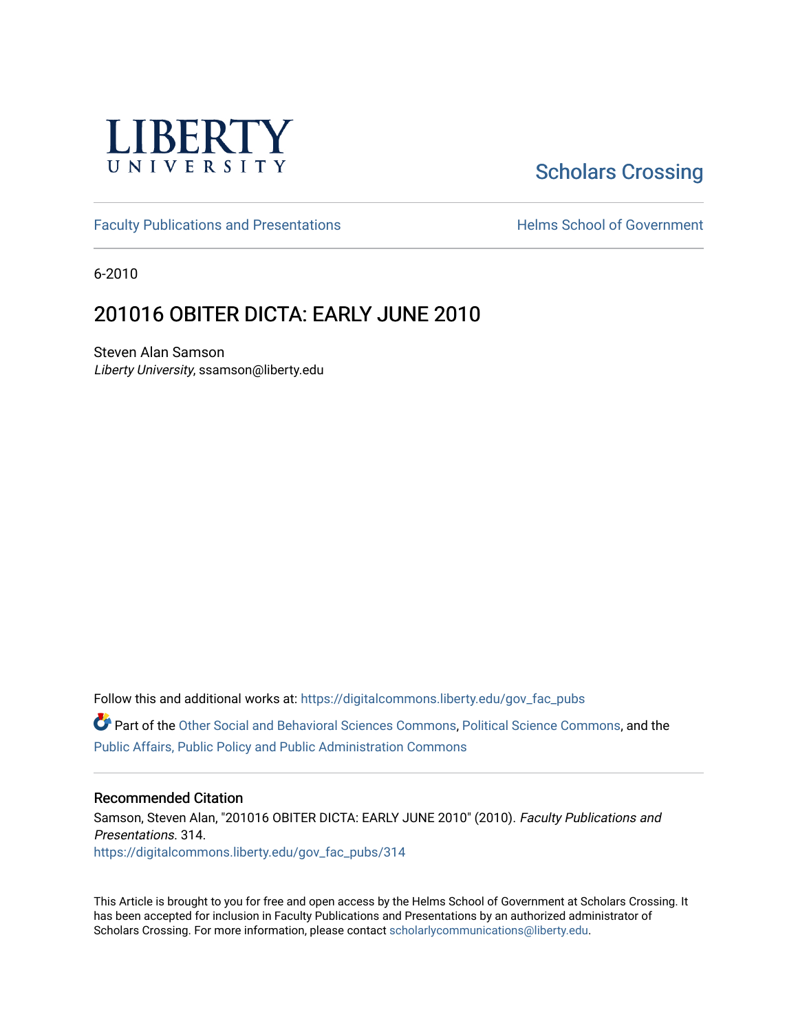LIBERTY UNIVERSITY

Scholars Crossing

Faculty Publications and Presentations

Helms School of Government

6-2010

# 201016 OBITER DICTA: EARLY JUNE 2010

Steven Alan Samson
*Liberty University*, ssamson@liberty.edu

Follow this and additional works at: https://digitalcommons.liberty.edu/gov_fac_pubs

Part of the Other Social and Behavioral Sciences Commons, Political Science Commons, and the Public Affairs, Public Policy and Public Administration Commons

## Recommended Citation

Samson, Steven Alan, "201016 OBITER DICTA: EARLY JUNE 2010" (2010). *Faculty Publications and Presentations*. 314.
https://digitalcommons.liberty.edu/gov_fac_pubs/314

This Article is brought to you for free and open access by the Helms School of Government at Scholars Crossing. It has been accepted for inclusion in Faculty Publications and Presentations by an authorized administrator of Scholars Crossing. For more information, please contact scholarlycommunications@liberty.edu.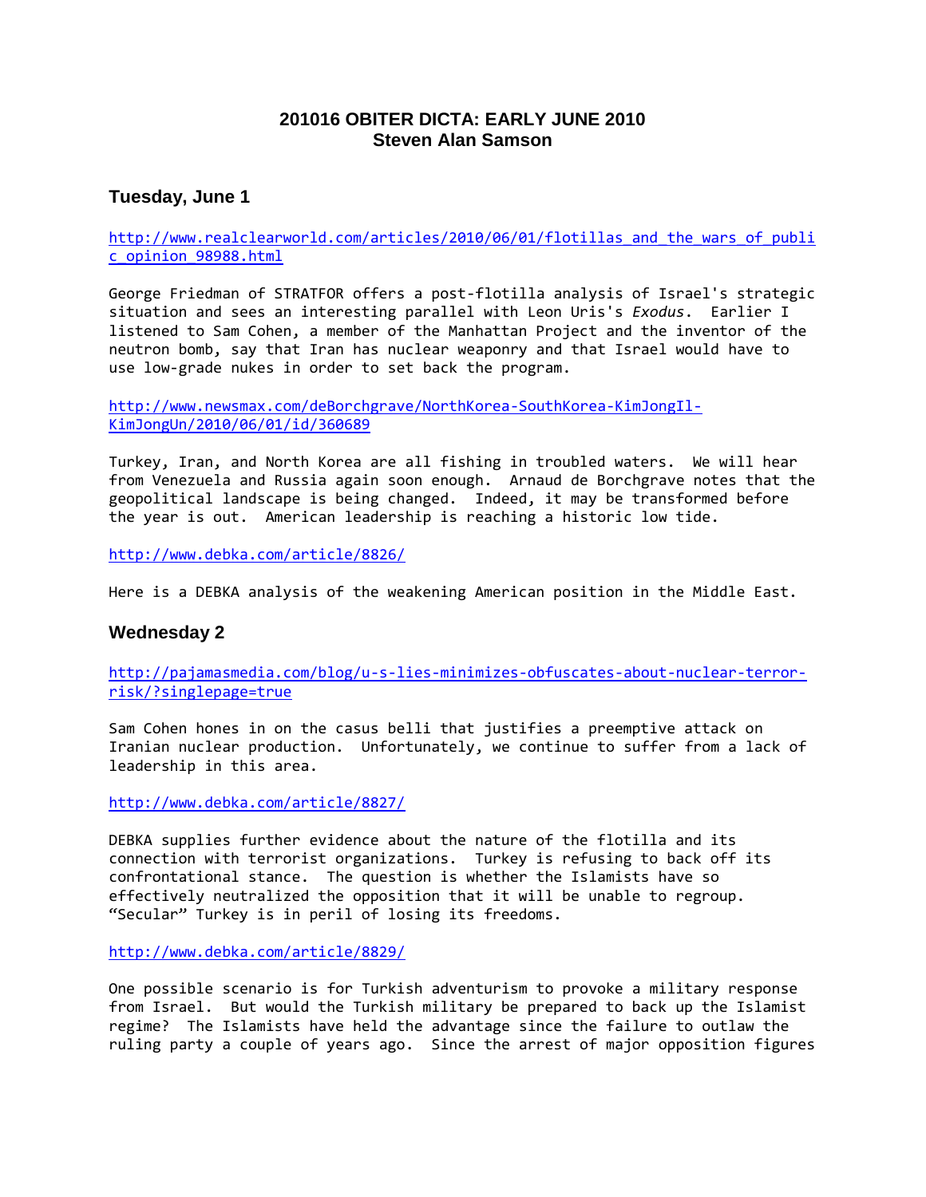# 201016 OBITER DICTA: EARLY JUNE 2010
## Steven Alan Samson

### Tuesday, June 1

http://www.realclearworld.com/articles/2010/06/01/flotillas_and_the_wars_of_public_opinion_98988.html

George Friedman of STRATFOR offers a post-flotilla analysis of Israel's strategic situation and sees an interesting parallel with Leon Uris's *Exodus*. Earlier I listened to Sam Cohen, a member of the Manhattan Project and the inventor of the neutron bomb, say that Iran has nuclear weaponry and that Israel would have to use low-grade nukes in order to set back the program.

http://www.newsmax.com/deBorchgrave/NorthKorea-SouthKorea-KimJongIl-KimJongUn/2010/06/01/id/360689

Turkey, Iran, and North Korea are all fishing in troubled waters. We will hear from Venezuela and Russia again soon enough. Arnaud de Borchgrave notes that the geopolitical landscape is being changed. Indeed, it may be transformed before the year is out. American leadership is reaching a historic low tide.

http://www.debka.com/article/8826/

Here is a DEBKA analysis of the weakening American position in the Middle East.

### Wednesday 2

http://pajamasmedia.com/blog/u-s-lies-minimizes-obfuscates-about-nuclear-terror-risk/?singlepage=true

Sam Cohen hones in on the casus belli that justifies a preemptive attack on Iranian nuclear production. Unfortunately, we continue to suffer from a lack of leadership in this area.

http://www.debka.com/article/8827/

DEBKA supplies further evidence about the nature of the flotilla and its connection with terrorist organizations. Turkey is refusing to back off its confrontational stance. The question is whether the Islamists have so effectively neutralized the opposition that it will be unable to regroup. "Secular" Turkey is in peril of losing its freedoms.

http://www.debka.com/article/8829/

One possible scenario is for Turkish adventurism to provoke a military response from Israel. But would the Turkish military be prepared to back up the Islamist regime? The Islamists have held the advantage since the failure to outlaw the ruling party a couple of years ago. Since the arrest of major opposition figures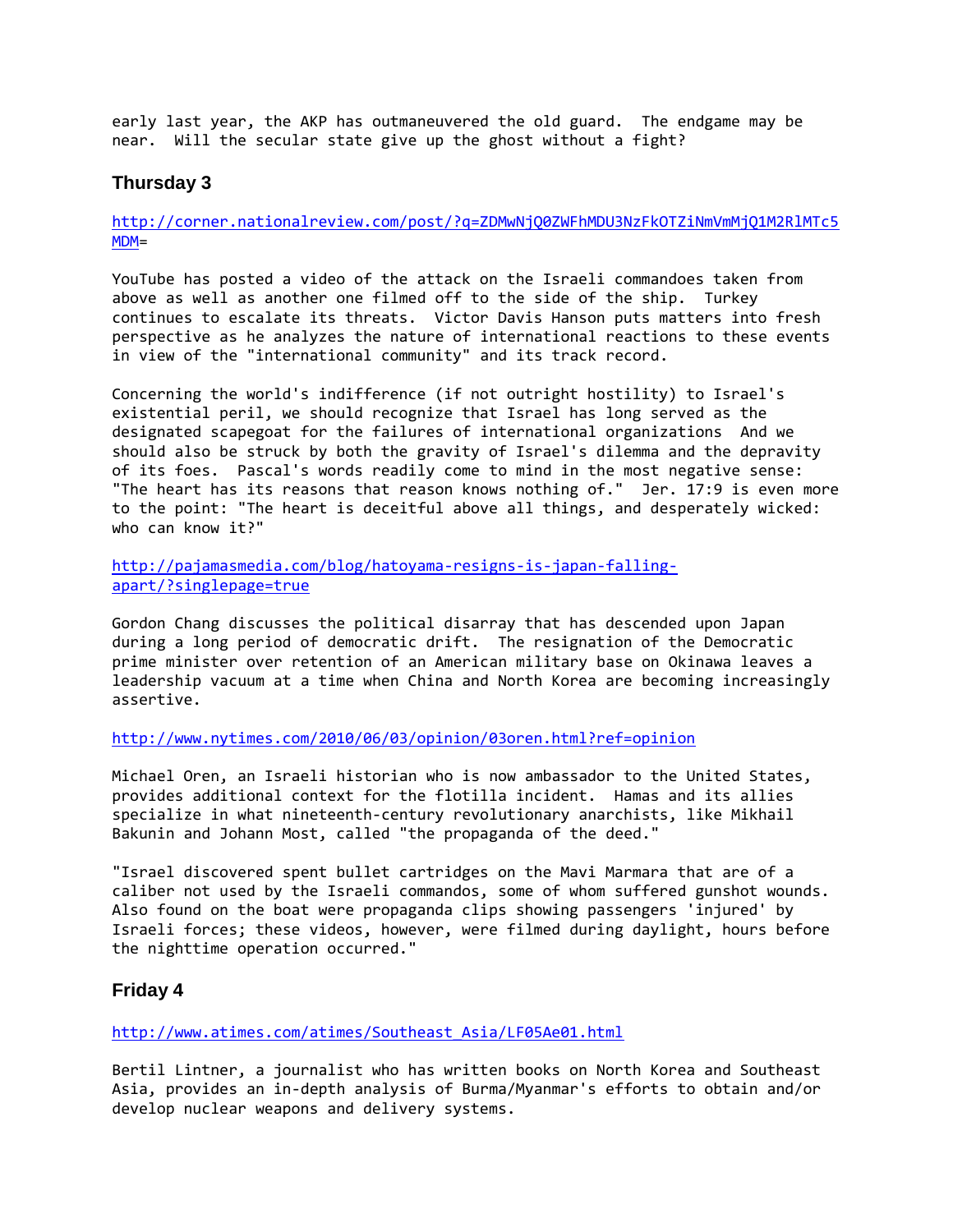early last year, the AKP has outmaneuvered the old guard. The endgame may be near. Will the secular state give up the ghost without a fight?

## Thursday 3

http://corner.nationalreview.com/post/?q=ZDMwNjQ0ZWFhMDU3NzFkOTZiNmVmMjQ1M2RlMTc5MDM=

YouTube has posted a video of the attack on the Israeli commandoes taken from above as well as another one filmed off to the side of the ship. Turkey continues to escalate its threats. Victor Davis Hanson puts matters into fresh perspective as he analyzes the nature of international reactions to these events in view of the "international community" and its track record.

Concerning the world's indifference (if not outright hostility) to Israel's existential peril, we should recognize that Israel has long served as the designated scapegoat for the failures of international organizations And we should also be struck by both the gravity of Israel's dilemma and the depravity of its foes. Pascal's words readily come to mind in the most negative sense: "The heart has its reasons that reason knows nothing of." Jer. 17:9 is even more to the point: "The heart is deceitful above all things, and desperately wicked: who can know it?"

http://pajamasmedia.com/blog/hatoyama-resigns-is-japan-falling-apart/?singlepage=true

Gordon Chang discusses the political disarray that has descended upon Japan during a long period of democratic drift. The resignation of the Democratic prime minister over retention of an American military base on Okinawa leaves a leadership vacuum at a time when China and North Korea are becoming increasingly assertive.

http://www.nytimes.com/2010/06/03/opinion/03oren.html?ref=opinion

Michael Oren, an Israeli historian who is now ambassador to the United States, provides additional context for the flotilla incident. Hamas and its allies specialize in what nineteenth-century revolutionary anarchists, like Mikhail Bakunin and Johann Most, called "the propaganda of the deed."

"Israel discovered spent bullet cartridges on the Mavi Marmara that are of a caliber not used by the Israeli commandos, some of whom suffered gunshot wounds. Also found on the boat were propaganda clips showing passengers 'injured' by Israeli forces; these videos, however, were filmed during daylight, hours before the nighttime operation occurred."

## Friday 4

http://www.atimes.com/atimes/Southeast_Asia/LF05Ae01.html

Bertil Lintner, a journalist who has written books on North Korea and Southeast Asia, provides an in-depth analysis of Burma/Myanmar's efforts to obtain and/or develop nuclear weapons and delivery systems.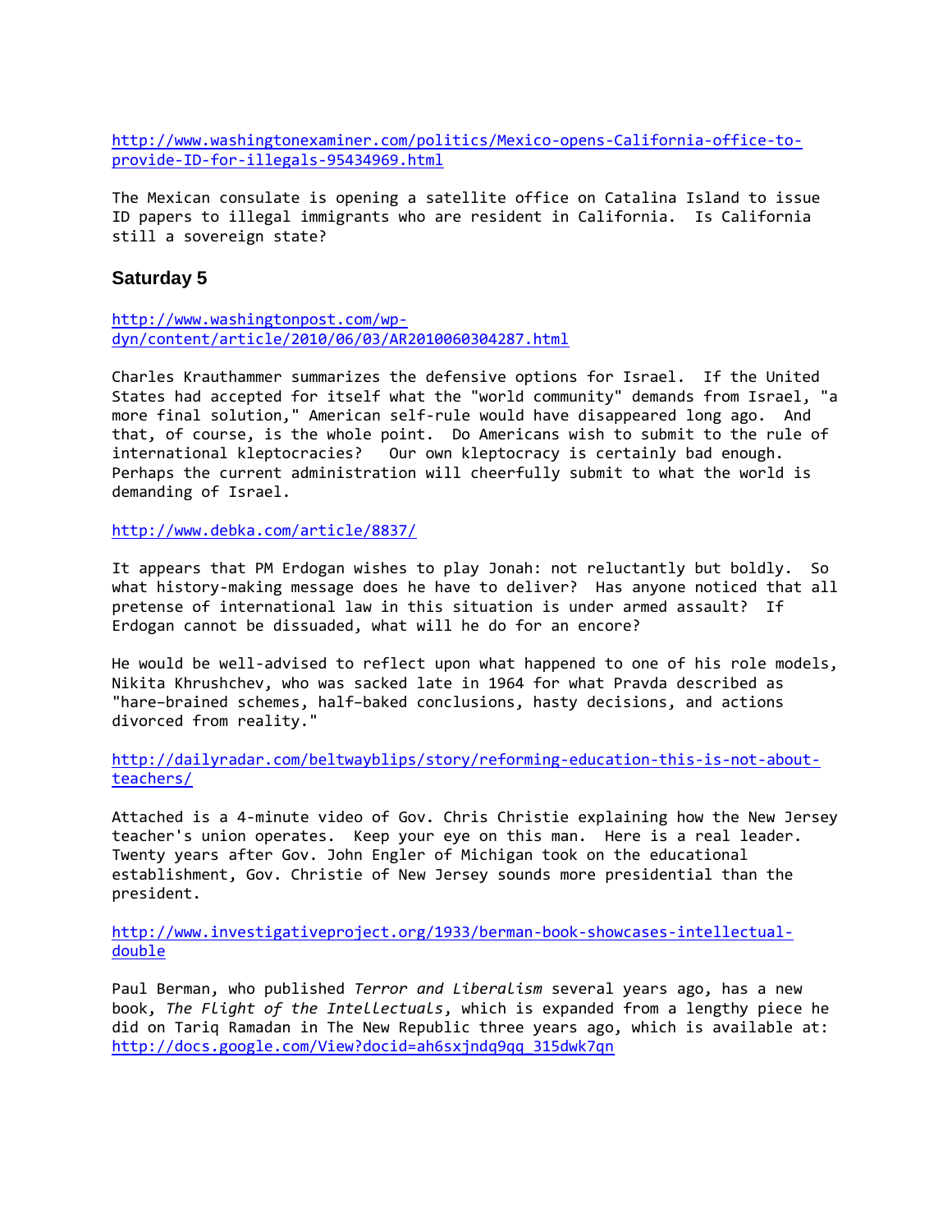http://www.washingtonexaminer.com/politics/Mexico-opens-California-office-to-provide-ID-for-illegals-95434969.html

The Mexican consulate is opening a satellite office on Catalina Island to issue ID papers to illegal immigrants who are resident in California. Is California still a sovereign state?

### Saturday 5

http://www.washingtonpost.com/wp-dyn/content/article/2010/06/03/AR2010060304287.html

Charles Krauthammer summarizes the defensive options for Israel. If the United States had accepted for itself what the "world community" demands from Israel, "a more final solution," American self-rule would have disappeared long ago. And that, of course, is the whole point. Do Americans wish to submit to the rule of international kleptocracies? Our own kleptocracy is certainly bad enough. Perhaps the current administration will cheerfully submit to what the world is demanding of Israel.

http://www.debka.com/article/8837/

It appears that PM Erdogan wishes to play Jonah: not reluctantly but boldly. So what history-making message does he have to deliver? Has anyone noticed that all pretense of international law in this situation is under armed assault? If Erdogan cannot be dissuaded, what will he do for an encore?

He would be well-advised to reflect upon what happened to one of his role models, Nikita Khrushchev, who was sacked late in 1964 for what Pravda described as "hare–brained schemes, half–baked conclusions, hasty decisions, and actions divorced from reality."

http://dailyradar.com/beltwayblips/story/reforming-education-this-is-not-about-teachers/

Attached is a 4-minute video of Gov. Chris Christie explaining how the New Jersey teacher's union operates. Keep your eye on this man. Here is a real leader. Twenty years after Gov. John Engler of Michigan took on the educational establishment, Gov. Christie of New Jersey sounds more presidential than the president.

http://www.investigativeproject.org/1933/berman-book-showcases-intellectual-double

Paul Berman, who published *Terror and Liberalism* several years ago, has a new book, *The Flight of the Intellectuals*, which is expanded from a lengthy piece he did on Tariq Ramadan in The New Republic three years ago, which is available at: http://docs.google.com/View?docid=ah6sxjndq9qq_315dwk7qn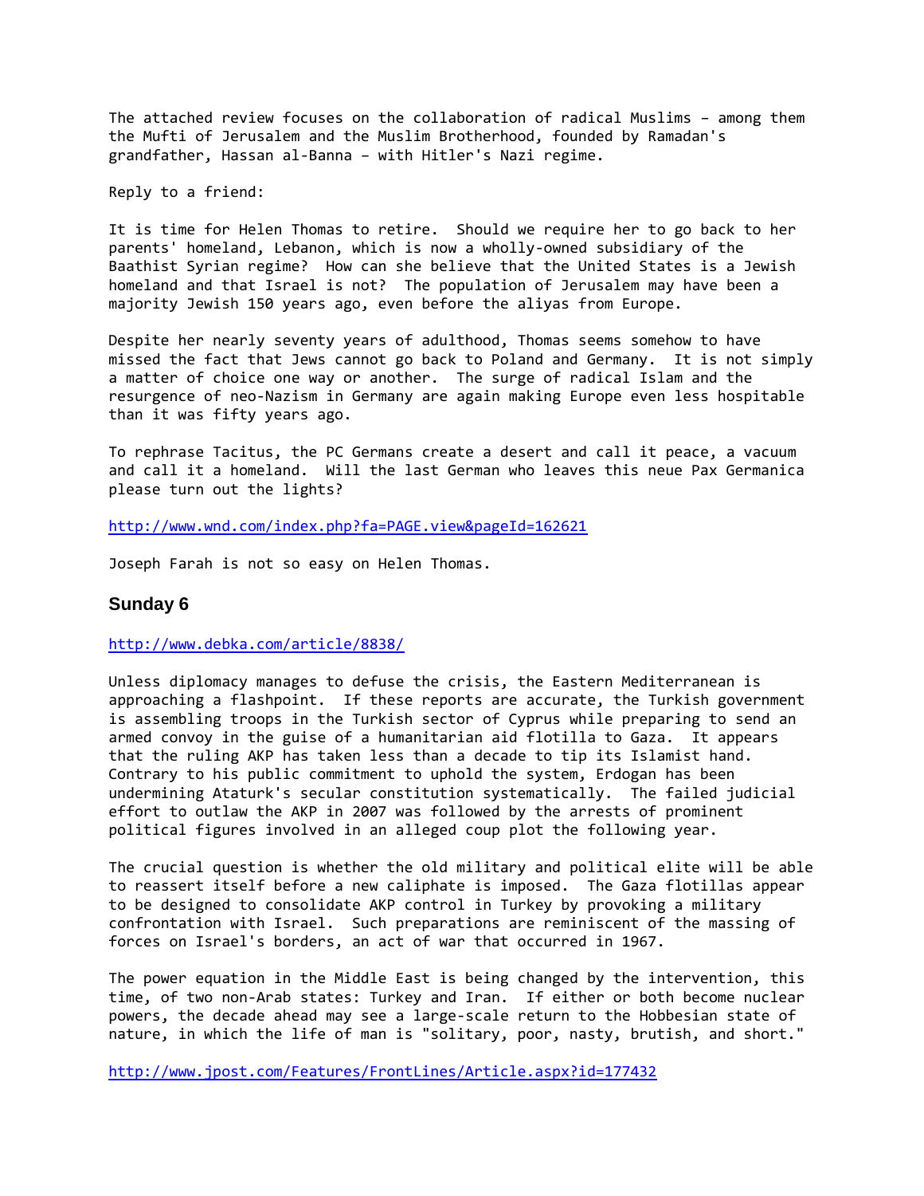The attached review focuses on the collaboration of radical Muslims – among them the Mufti of Jerusalem and the Muslim Brotherhood, founded by Ramadan's grandfather, Hassan al-Banna – with Hitler's Nazi regime.

Reply to a friend:

It is time for Helen Thomas to retire. Should we require her to go back to her parents' homeland, Lebanon, which is now a wholly-owned subsidiary of the Baathist Syrian regime? How can she believe that the United States is a Jewish homeland and that Israel is not? The population of Jerusalem may have been a majority Jewish 150 years ago, even before the aliyas from Europe.

Despite her nearly seventy years of adulthood, Thomas seems somehow to have missed the fact that Jews cannot go back to Poland and Germany. It is not simply a matter of choice one way or another. The surge of radical Islam and the resurgence of neo-Nazism in Germany are again making Europe even less hospitable than it was fifty years ago.

To rephrase Tacitus, the PC Germans create a desert and call it peace, a vacuum and call it a homeland. Will the last German who leaves this neue Pax Germanica please turn out the lights?

http://www.wnd.com/index.php?fa=PAGE.view&pageId=162621

Joseph Farah is not so easy on Helen Thomas.

### Sunday 6

http://www.debka.com/article/8838/

Unless diplomacy manages to defuse the crisis, the Eastern Mediterranean is approaching a flashpoint. If these reports are accurate, the Turkish government is assembling troops in the Turkish sector of Cyprus while preparing to send an armed convoy in the guise of a humanitarian aid flotilla to Gaza. It appears that the ruling AKP has taken less than a decade to tip its Islamist hand. Contrary to his public commitment to uphold the system, Erdogan has been undermining Ataturk's secular constitution systematically. The failed judicial effort to outlaw the AKP in 2007 was followed by the arrests of prominent political figures involved in an alleged coup plot the following year.

The crucial question is whether the old military and political elite will be able to reassert itself before a new caliphate is imposed. The Gaza flotillas appear to be designed to consolidate AKP control in Turkey by provoking a military confrontation with Israel. Such preparations are reminiscent of the massing of forces on Israel's borders, an act of war that occurred in 1967.

The power equation in the Middle East is being changed by the intervention, this time, of two non-Arab states: Turkey and Iran. If either or both become nuclear powers, the decade ahead may see a large-scale return to the Hobbesian state of nature, in which the life of man is "solitary, poor, nasty, brutish, and short."

http://www.jpost.com/Features/FrontLines/Article.aspx?id=177432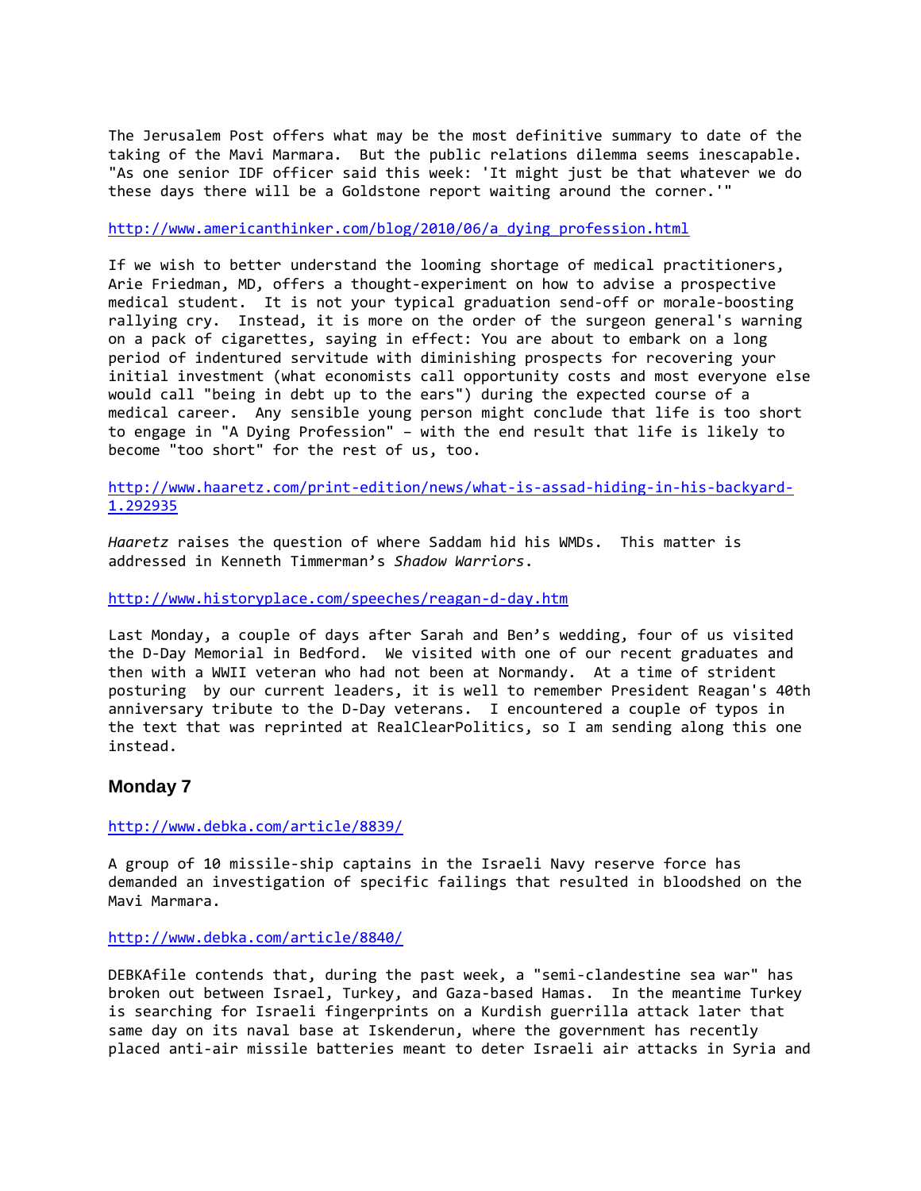The Jerusalem Post offers what may be the most definitive summary to date of the taking of the Mavi Marmara. But the public relations dilemma seems inescapable. "As one senior IDF officer said this week: 'It might just be that whatever we do these days there will be a Goldstone report waiting around the corner.'"

http://www.americanthinker.com/blog/2010/06/a_dying_profession.html

If we wish to better understand the looming shortage of medical practitioners, Arie Friedman, MD, offers a thought-experiment on how to advise a prospective medical student. It is not your typical graduation send-off or morale-boosting rallying cry. Instead, it is more on the order of the surgeon general's warning on a pack of cigarettes, saying in effect: You are about to embark on a long period of indentured servitude with diminishing prospects for recovering your initial investment (what economists call opportunity costs and most everyone else would call "being in debt up to the ears") during the expected course of a medical career. Any sensible young person might conclude that life is too short to engage in "A Dying Profession" – with the end result that life is likely to become "too short" for the rest of us, too.

http://www.haaretz.com/print-edition/news/what-is-assad-hiding-in-his-backyard-1.292935

*Haaretz* raises the question of where Saddam hid his WMDs. This matter is addressed in Kenneth Timmerman's *Shadow Warriors*.

http://www.historyplace.com/speeches/reagan-d-day.htm

Last Monday, a couple of days after Sarah and Ben's wedding, four of us visited the D-Day Memorial in Bedford. We visited with one of our recent graduates and then with a WWII veteran who had not been at Normandy. At a time of strident posturing by our current leaders, it is well to remember President Reagan's 40th anniversary tribute to the D-Day veterans. I encountered a couple of typos in the text that was reprinted at RealClearPolitics, so I am sending along this one instead.

### Monday 7

http://www.debka.com/article/8839/

A group of 10 missile-ship captains in the Israeli Navy reserve force has demanded an investigation of specific failings that resulted in bloodshed on the Mavi Marmara.

http://www.debka.com/article/8840/

DEBKAfile contends that, during the past week, a "semi-clandestine sea war" has broken out between Israel, Turkey, and Gaza-based Hamas. In the meantime Turkey is searching for Israeli fingerprints on a Kurdish guerrilla attack later that same day on its naval base at Iskenderun, where the government has recently placed anti-air missile batteries meant to deter Israeli air attacks in Syria and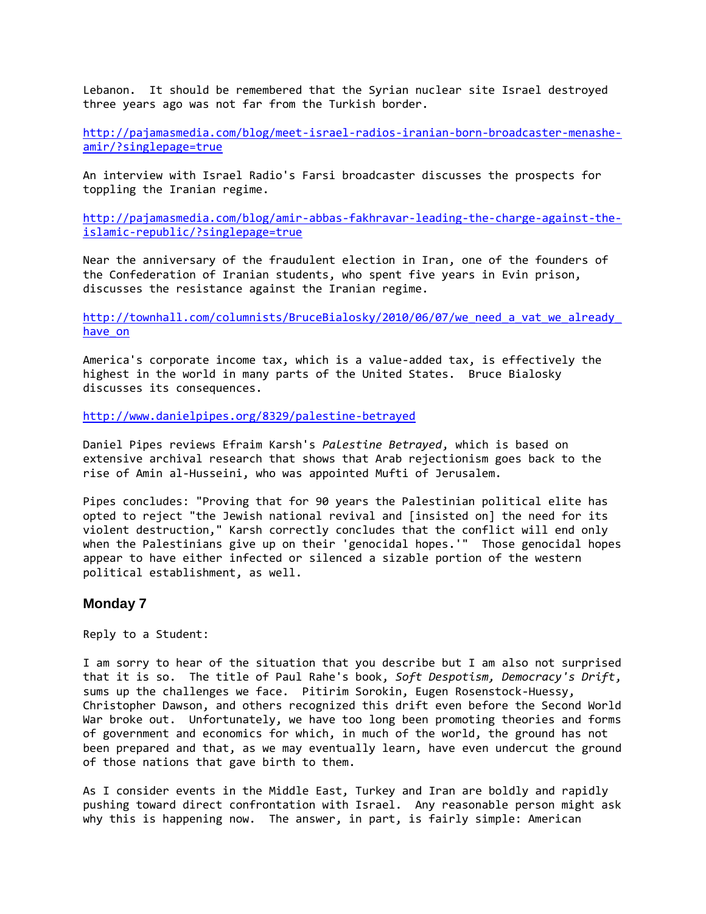Lebanon. It should be remembered that the Syrian nuclear site Israel destroyed three years ago was not far from the Turkish border.

http://pajamasmedia.com/blog/meet-israel-radios-iranian-born-broadcaster-menashe-amir/?singlepage=true

An interview with Israel Radio's Farsi broadcaster discusses the prospects for toppling the Iranian regime.

http://pajamasmedia.com/blog/amir-abbas-fakhravar-leading-the-charge-against-the-islamic-republic/?singlepage=true

Near the anniversary of the fraudulent election in Iran, one of the founders of the Confederation of Iranian students, who spent five years in Evin prison, discusses the resistance against the Iranian regime.

http://townhall.com/columnists/BruceBialosky/2010/06/07/we_need_a_vat_we_already_have_on

America's corporate income tax, which is a value-added tax, is effectively the highest in the world in many parts of the United States. Bruce Bialosky discusses its consequences.

http://www.danielpipes.org/8329/palestine-betrayed

Daniel Pipes reviews Efraim Karsh's *Palestine Betrayed*, which is based on extensive archival research that shows that Arab rejectionism goes back to the rise of Amin al-Husseini, who was appointed Mufti of Jerusalem.

Pipes concludes: "Proving that for 90 years the Palestinian political elite has opted to reject "the Jewish national revival and [insisted on] the need for its violent destruction," Karsh correctly concludes that the conflict will end only when the Palestinians give up on their 'genocidal hopes.'" Those genocidal hopes appear to have either infected or silenced a sizable portion of the western political establishment, as well.

### Monday 7

Reply to a Student:

I am sorry to hear of the situation that you describe but I am also not surprised that it is so. The title of Paul Rahe's book, *Soft Despotism, Democracy's Drift*, sums up the challenges we face. Pitirim Sorokin, Eugen Rosenstock-Huessy, Christopher Dawson, and others recognized this drift even before the Second World War broke out. Unfortunately, we have too long been promoting theories and forms of government and economics for which, in much of the world, the ground has not been prepared and that, as we may eventually learn, have even undercut the ground of those nations that gave birth to them.

As I consider events in the Middle East, Turkey and Iran are boldly and rapidly pushing toward direct confrontation with Israel. Any reasonable person might ask why this is happening now. The answer, in part, is fairly simple: American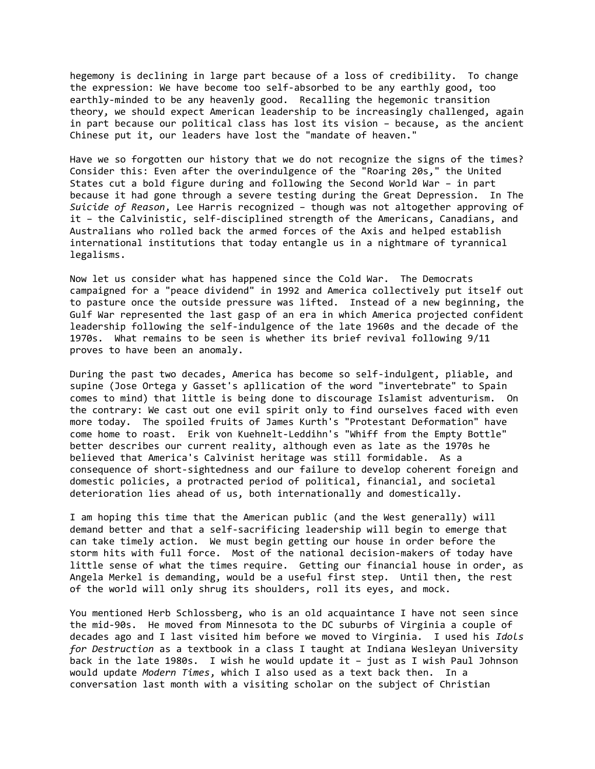hegemony is declining in large part because of a loss of credibility. To change the expression: We have become too self-absorbed to be any earthly good, too earthly-minded to be any heavenly good. Recalling the hegemonic transition theory, we should expect American leadership to be increasingly challenged, again in part because our political class has lost its vision – because, as the ancient Chinese put it, our leaders have lost the "mandate of heaven."

Have we so forgotten our history that we do not recognize the signs of the times? Consider this: Even after the overindulgence of the "Roaring 20s," the United States cut a bold figure during and following the Second World War – in part because it had gone through a severe testing during the Great Depression. In The *Suicide of Reason*, Lee Harris recognized – though was not altogether approving of it – the Calvinistic, self-disciplined strength of the Americans, Canadians, and Australians who rolled back the armed forces of the Axis and helped establish international institutions that today entangle us in a nightmare of tyrannical legalisms.

Now let us consider what has happened since the Cold War. The Democrats campaigned for a "peace dividend" in 1992 and America collectively put itself out to pasture once the outside pressure was lifted. Instead of a new beginning, the Gulf War represented the last gasp of an era in which America projected confident leadership following the self-indulgence of the late 1960s and the decade of the 1970s. What remains to be seen is whether its brief revival following 9/11 proves to have been an anomaly.

During the past two decades, America has become so self-indulgent, pliable, and supine (Jose Ortega y Gasset's apllication of the word "invertebrate" to Spain comes to mind) that little is being done to discourage Islamist adventurism. On the contrary: We cast out one evil spirit only to find ourselves faced with even more today. The spoiled fruits of James Kurth's "Protestant Deformation" have come home to roast. Erik von Kuehnelt-Leddihn's "Whiff from the Empty Bottle" better describes our current reality, although even as late as the 1970s he believed that America's Calvinist heritage was still formidable. As a consequence of short-sightedness and our failure to develop coherent foreign and domestic policies, a protracted period of political, financial, and societal deterioration lies ahead of us, both internationally and domestically.

I am hoping this time that the American public (and the West generally) will demand better and that a self-sacrificing leadership will begin to emerge that can take timely action. We must begin getting our house in order before the storm hits with full force. Most of the national decision-makers of today have little sense of what the times require. Getting our financial house in order, as Angela Merkel is demanding, would be a useful first step. Until then, the rest of the world will only shrug its shoulders, roll its eyes, and mock.

You mentioned Herb Schlossberg, who is an old acquaintance I have not seen since the mid-90s. He moved from Minnesota to the DC suburbs of Virginia a couple of decades ago and I last visited him before we moved to Virginia. I used his *Idols for Destruction* as a textbook in a class I taught at Indiana Wesleyan University back in the late 1980s. I wish he would update it – just as I wish Paul Johnson would update *Modern Times*, which I also used as a text back then. In a conversation last month with a visiting scholar on the subject of Christian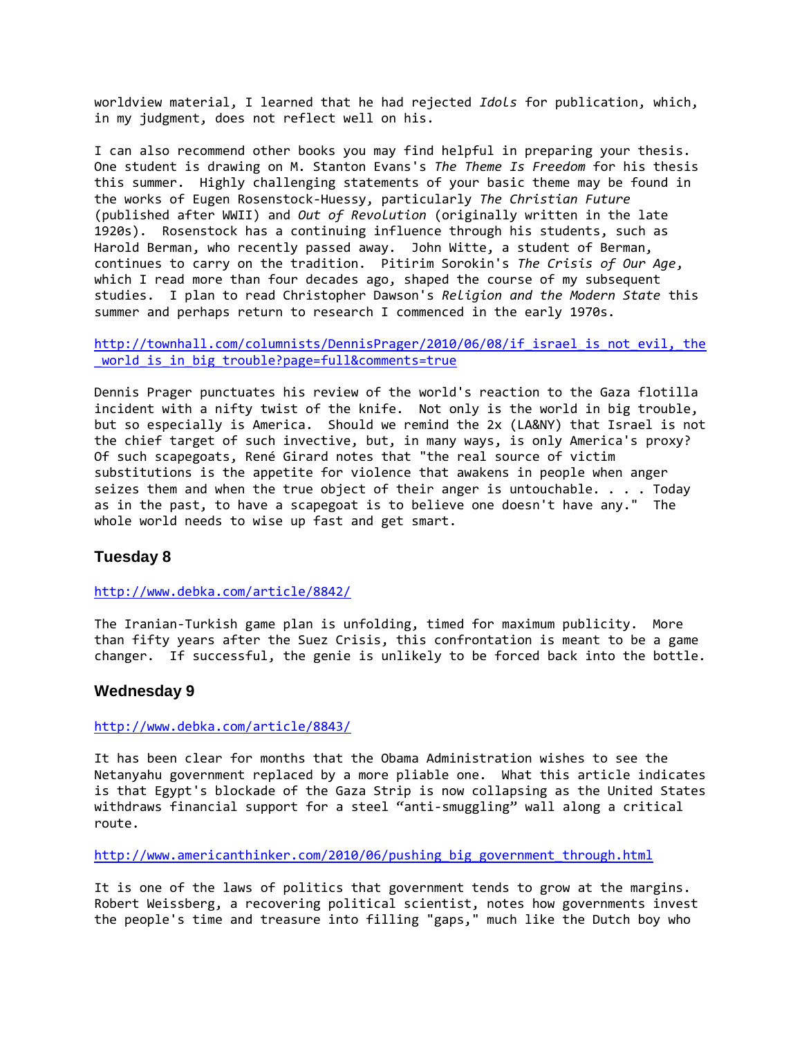worldview material, I learned that he had rejected *Idols* for publication, which, in my judgment, does not reflect well on his.

I can also recommend other books you may find helpful in preparing your thesis. One student is drawing on M. Stanton Evans's *The Theme Is Freedom* for his thesis this summer. Highly challenging statements of your basic theme may be found in the works of Eugen Rosenstock-Huessy, particularly *The Christian Future* (published after WWII) and *Out of Revolution* (originally written in the late 1920s). Rosenstock has a continuing influence through his students, such as Harold Berman, who recently passed away. John Witte, a student of Berman, continues to carry on the tradition. Pitirim Sorokin's *The Crisis of Our Age*, which I read more than four decades ago, shaped the course of my subsequent studies. I plan to read Christopher Dawson's *Religion and the Modern State* this summer and perhaps return to research I commenced in the early 1970s.

http://townhall.com/columnists/DennisPrager/2010/06/08/if_israel_is_not_evil,_the_world_is_in_big_trouble?page=full&comments=true

Dennis Prager punctuates his review of the world's reaction to the Gaza flotilla incident with a nifty twist of the knife. Not only is the world in big trouble, but so especially is America. Should we remind the 2x (LA&NY) that Israel is not the chief target of such invective, but, in many ways, is only America's proxy? Of such scapegoats, René Girard notes that "the real source of victim substitutions is the appetite for violence that awakens in people when anger seizes them and when the true object of their anger is untouchable. . . . Today as in the past, to have a scapegoat is to believe one doesn't have any." The whole world needs to wise up fast and get smart.

### Tuesday 8

http://www.debka.com/article/8842/

The Iranian-Turkish game plan is unfolding, timed for maximum publicity. More than fifty years after the Suez Crisis, this confrontation is meant to be a game changer. If successful, the genie is unlikely to be forced back into the bottle.

### Wednesday 9

http://www.debka.com/article/8843/

It has been clear for months that the Obama Administration wishes to see the Netanyahu government replaced by a more pliable one. What this article indicates is that Egypt's blockade of the Gaza Strip is now collapsing as the United States withdraws financial support for a steel “anti-smuggling” wall along a critical route.

http://www.americanthinker.com/2010/06/pushing_big_government_through.html

It is one of the laws of politics that government tends to grow at the margins. Robert Weissberg, a recovering political scientist, notes how governments invest the people's time and treasure into filling "gaps," much like the Dutch boy who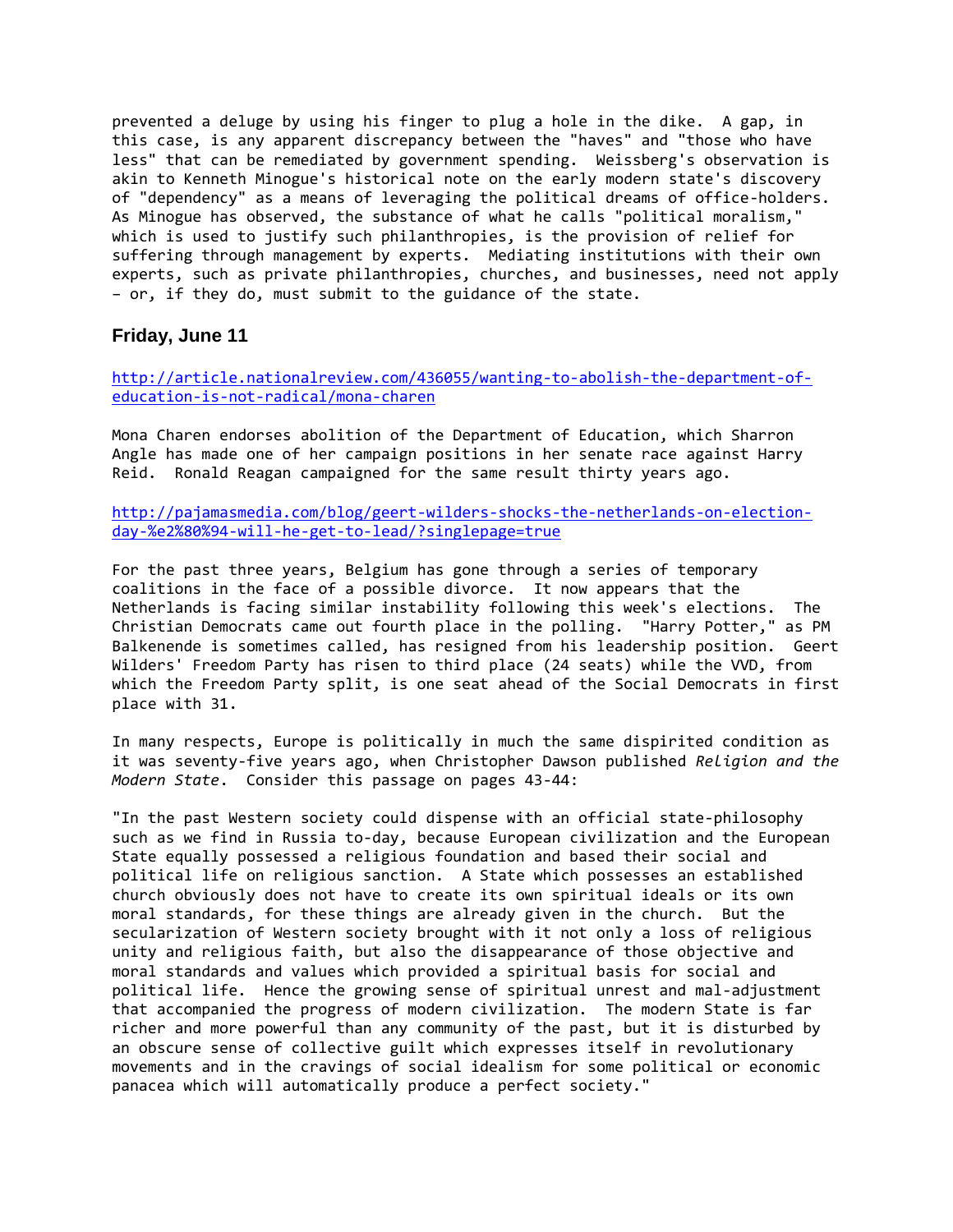prevented a deluge by using his finger to plug a hole in the dike. A gap, in this case, is any apparent discrepancy between the "haves" and "those who have less" that can be remediated by government spending. Weissberg's observation is akin to Kenneth Minogue's historical note on the early modern state's discovery of "dependency" as a means of leveraging the political dreams of office-holders. As Minogue has observed, the substance of what he calls "political moralism," which is used to justify such philanthropies, is the provision of relief for suffering through management by experts. Mediating institutions with their own experts, such as private philanthropies, churches, and businesses, need not apply – or, if they do, must submit to the guidance of the state.

### Friday, June 11

http://article.nationalreview.com/436055/wanting-to-abolish-the-department-of-education-is-not-radical/mona-charen

Mona Charen endorses abolition of the Department of Education, which Sharron Angle has made one of her campaign positions in her senate race against Harry Reid. Ronald Reagan campaigned for the same result thirty years ago.

http://pajamasmedia.com/blog/geert-wilders-shocks-the-netherlands-on-election-day-%e2%80%94-will-he-get-to-lead/?singlepage=true

For the past three years, Belgium has gone through a series of temporary coalitions in the face of a possible divorce. It now appears that the Netherlands is facing similar instability following this week's elections. The Christian Democrats came out fourth place in the polling. "Harry Potter," as PM Balkenende is sometimes called, has resigned from his leadership position. Geert Wilders' Freedom Party has risen to third place (24 seats) while the VVD, from which the Freedom Party split, is one seat ahead of the Social Democrats in first place with 31.

In many respects, Europe is politically in much the same dispirited condition as it was seventy-five years ago, when Christopher Dawson published *Religion and the Modern State*. Consider this passage on pages 43-44:

"In the past Western society could dispense with an official state-philosophy such as we find in Russia to-day, because European civilization and the European State equally possessed a religious foundation and based their social and political life on religious sanction. A State which possesses an established church obviously does not have to create its own spiritual ideals or its own moral standards, for these things are already given in the church. But the secularization of Western society brought with it not only a loss of religious unity and religious faith, but also the disappearance of those objective and moral standards and values which provided a spiritual basis for social and political life. Hence the growing sense of spiritual unrest and mal-adjustment that accompanied the progress of modern civilization. The modern State is far richer and more powerful than any community of the past, but it is disturbed by an obscure sense of collective guilt which expresses itself in revolutionary movements and in the cravings of social idealism for some political or economic panacea which will automatically produce a perfect society."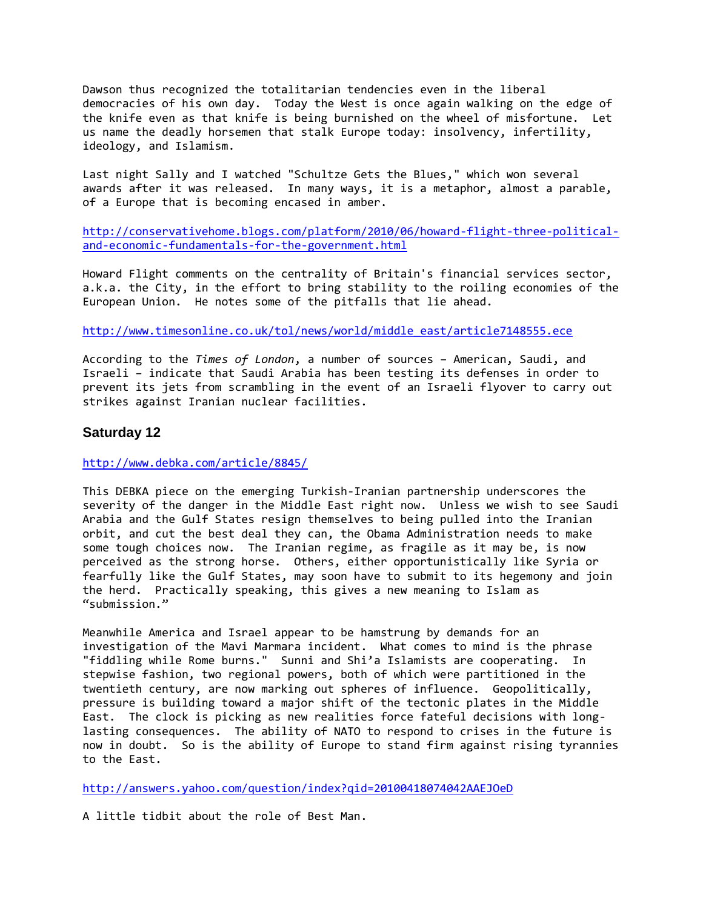Dawson thus recognized the totalitarian tendencies even in the liberal democracies of his own day. Today the West is once again walking on the edge of the knife even as that knife is being burnished on the wheel of misfortune. Let us name the deadly horsemen that stalk Europe today: insolvency, infertility, ideology, and Islamism.

Last night Sally and I watched "Schultze Gets the Blues," which won several awards after it was released. In many ways, it is a metaphor, almost a parable, of a Europe that is becoming encased in amber.

http://conservativehome.blogs.com/platform/2010/06/howard-flight-three-political-and-economic-fundamentals-for-the-government.html

Howard Flight comments on the centrality of Britain's financial services sector, a.k.a. the City, in the effort to bring stability to the roiling economies of the European Union. He notes some of the pitfalls that lie ahead.

http://www.timesonline.co.uk/tol/news/world/middle_east/article7148555.ece

According to the *Times of London*, a number of sources – American, Saudi, and Israeli – indicate that Saudi Arabia has been testing its defenses in order to prevent its jets from scrambling in the event of an Israeli flyover to carry out strikes against Iranian nuclear facilities.

### Saturday 12

http://www.debka.com/article/8845/

This DEBKA piece on the emerging Turkish-Iranian partnership underscores the severity of the danger in the Middle East right now. Unless we wish to see Saudi Arabia and the Gulf States resign themselves to being pulled into the Iranian orbit, and cut the best deal they can, the Obama Administration needs to make some tough choices now. The Iranian regime, as fragile as it may be, is now perceived as the strong horse. Others, either opportunistically like Syria or fearfully like the Gulf States, may soon have to submit to its hegemony and join the herd. Practically speaking, this gives a new meaning to Islam as "submission."

Meanwhile America and Israel appear to be hamstrung by demands for an investigation of the Mavi Marmara incident. What comes to mind is the phrase "fiddling while Rome burns." Sunni and Shi'a Islamists are cooperating. In stepwise fashion, two regional powers, both of which were partitioned in the twentieth century, are now marking out spheres of influence. Geopolitically, pressure is building toward a major shift of the tectonic plates in the Middle East. The clock is picking as new realities force fateful decisions with long-lasting consequences. The ability of NATO to respond to crises in the future is now in doubt. So is the ability of Europe to stand firm against rising tyrannies to the East.

http://answers.yahoo.com/question/index?qid=20100418074042AAEJOeD

A little tidbit about the role of Best Man.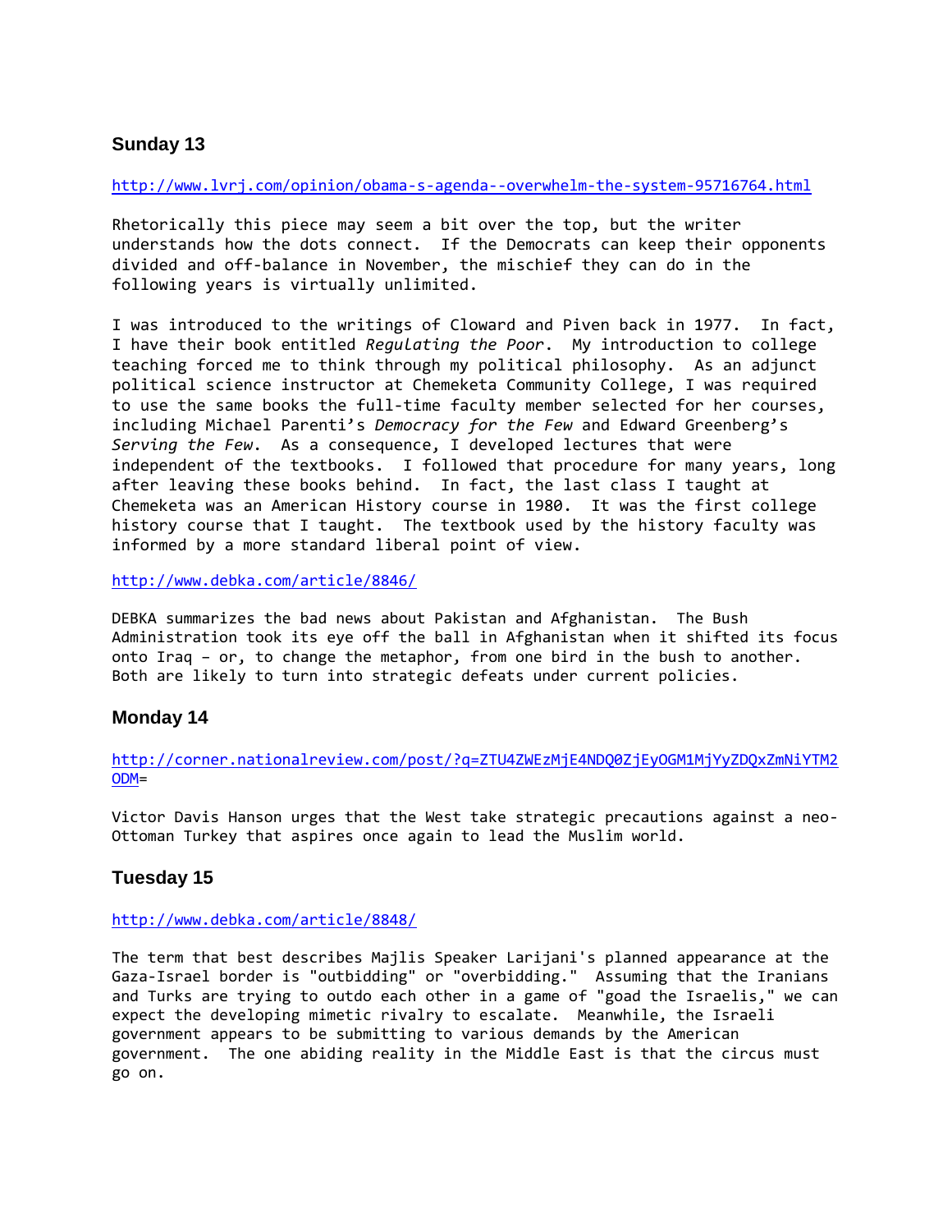## Sunday 13

http://www.lvrj.com/opinion/obama-s-agenda--overwhelm-the-system-95716764.html

Rhetorically this piece may seem a bit over the top, but the writer understands how the dots connect. If the Democrats can keep their opponents divided and off-balance in November, the mischief they can do in the following years is virtually unlimited.

I was introduced to the writings of Cloward and Piven back in 1977. In fact, I have their book entitled *Regulating the Poor*. My introduction to college teaching forced me to think through my political philosophy. As an adjunct political science instructor at Chemeketa Community College, I was required to use the same books the full-time faculty member selected for her courses, including Michael Parenti's *Democracy for the Few* and Edward Greenberg's *Serving the Few*. As a consequence, I developed lectures that were independent of the textbooks. I followed that procedure for many years, long after leaving these books behind. In fact, the last class I taught at Chemeketa was an American History course in 1980. It was the first college history course that I taught. The textbook used by the history faculty was informed by a more standard liberal point of view.

http://www.debka.com/article/8846/

DEBKA summarizes the bad news about Pakistan and Afghanistan. The Bush Administration took its eye off the ball in Afghanistan when it shifted its focus onto Iraq – or, to change the metaphor, from one bird in the bush to another. Both are likely to turn into strategic defeats under current policies.

## Monday 14

http://corner.nationalreview.com/post/?q=ZTU4ZWEzMjE4NDQ0ZjEyOGM1MjYyZDQxZmNiYTM2ODM=

Victor Davis Hanson urges that the West take strategic precautions against a neo-Ottoman Turkey that aspires once again to lead the Muslim world.

## Tuesday 15

http://www.debka.com/article/8848/

The term that best describes Majlis Speaker Larijani's planned appearance at the Gaza-Israel border is "outbidding" or "overbidding." Assuming that the Iranians and Turks are trying to outdo each other in a game of "goad the Israelis," we can expect the developing mimetic rivalry to escalate. Meanwhile, the Israeli government appears to be submitting to various demands by the American government. The one abiding reality in the Middle East is that the circus must go on.